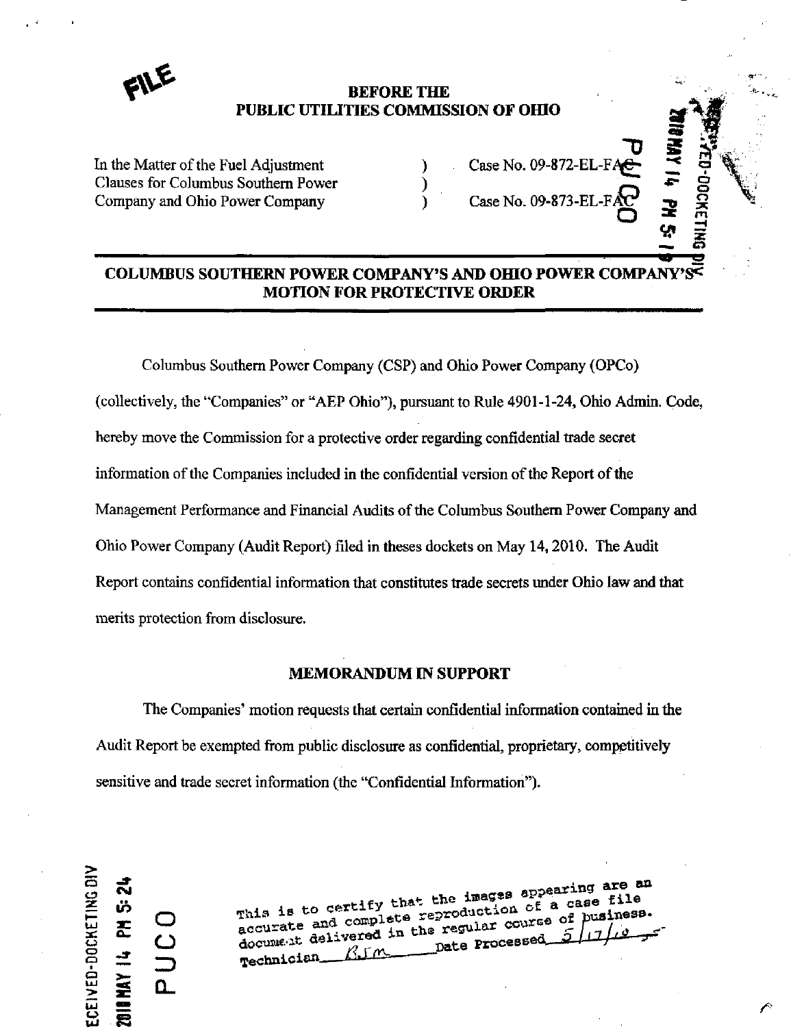FILE

**BEFORE THE**
**PUBLIC UTILITIES COMMISSION OF OHIO**

| | | |
|---|---|---|
| In the Matter of the Fuel Adjustment Clauses for Columbus Southern Power Company and Ohio Power Company | ) ) ) | Case No. 09-872-EL-FAC Case No. 09-873-EL-FAC |

## COLUMBUS SOUTHERN POWER COMPANY'S AND OHIO POWER COMPANY'S MOTION FOR PROTECTIVE ORDER

Columbus Southern Power Company (CSP) and Ohio Power Company (OPCo) (collectively, the "Companies" or "AEP Ohio"), pursuant to Rule 4901-1-24, Ohio Admin. Code, hereby move the Commission for a protective order regarding confidential trade secret information of the Companies included in the confidential version of the Report of the Management Performance and Financial Audits of the Columbus Southern Power Company and Ohio Power Company (Audit Report) filed in theses dockets on May 14, 2010. The Audit Report contains confidential information that constitutes trade secrets under Ohio law and that merits protection from disclosure.

### MEMORANDUM IN SUPPORT

The Companies' motion requests that certain confidential information contained in the Audit Report be exempted from public disclosure as confidential, proprietary, competitively sensitive and trade secret information (the "Confidential Information").

RECEIVED-DOCKETING DIV
2010 MAY 14 PM 5:24
PUCO

This is to certify that the images appearing are an accurate and complete reproduction of a case file document delivered in the regular course of business.
Technician RSM Date Processed 5/17/10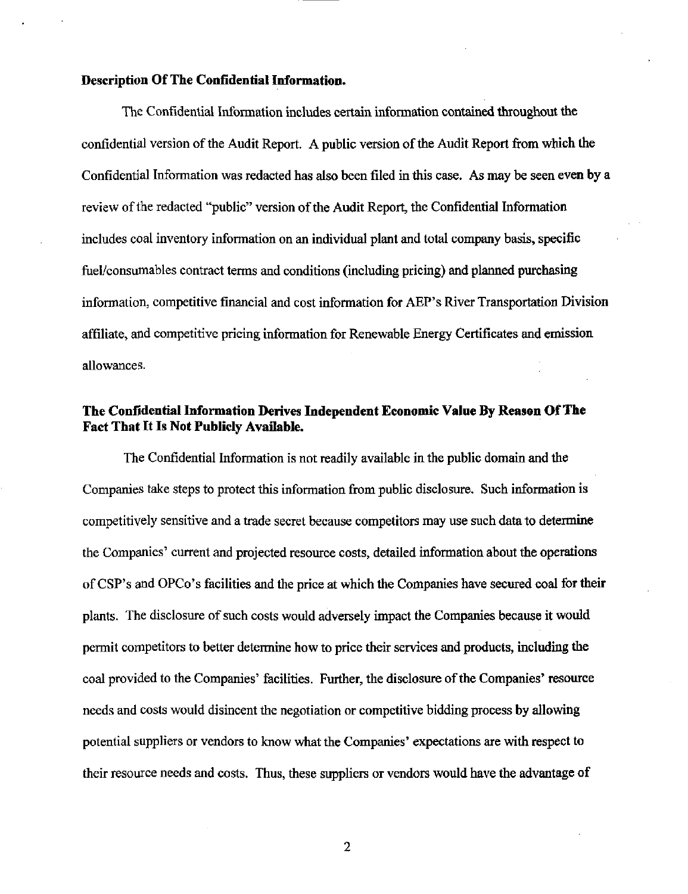**Description Of The Confidential Information.**

The Confidential Information includes certain information contained throughout the confidential version of the Audit Report. A public version of the Audit Report from which the Confidential Information was redacted has also been filed in this case. As may be seen even by a review of the redacted "public" version of the Audit Report, the Confidential Information includes coal inventory information on an individual plant and total company basis, specific fuel/consumables contract terms and conditions (including pricing) and planned purchasing information, competitive financial and cost information for AEP's River Transportation Division affiliate, and competitive pricing information for Renewable Energy Certificates and emission allowances.

**The Confidential Information Derives Independent Economic Value By Reason Of The Fact That It Is Not Publicly Available.**

The Confidential Information is not readily available in the public domain and the Companies take steps to protect this information from public disclosure. Such information is competitively sensitive and a trade secret because competitors may use such data to determine the Companies' current and projected resource costs, detailed information about the operations of CSP's and OPCo's facilities and the price at which the Companies have secured coal for their plants. The disclosure of such costs would adversely impact the Companies because it would permit competitors to better determine how to price their services and products, including the coal provided to the Companies' facilities. Further, the disclosure of the Companies' resource needs and costs would disincent the negotiation or competitive bidding process by allowing potential suppliers or vendors to know what the Companies' expectations are with respect to their resource needs and costs. Thus, these suppliers or vendors would have the advantage of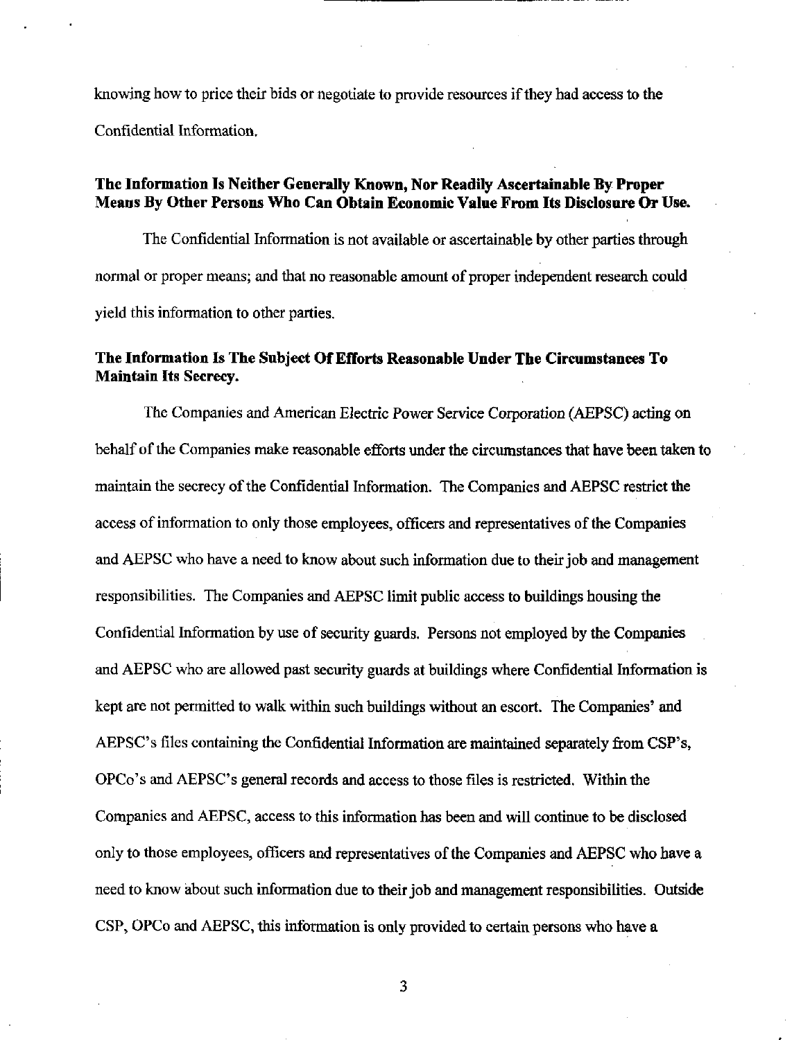knowing how to price their bids or negotiate to provide resources if they had access to the Confidential Information.

**The Information Is Neither Generally Known, Nor Readily Ascertainable By Proper Means By Other Persons Who Can Obtain Economic Value From Its Disclosure Or Use.**

The Confidential Information is not available or ascertainable by other parties through normal or proper means; and that no reasonable amount of proper independent research could yield this information to other parties.

**The Information Is The Subject Of Efforts Reasonable Under The Circumstances To Maintain Its Secrecy.**

The Companies and American Electric Power Service Corporation (AEPSC) acting on behalf of the Companies make reasonable efforts under the circumstances that have been taken to maintain the secrecy of the Confidential Information. The Companies and AEPSC restrict the access of information to only those employees, officers and representatives of the Companies and AEPSC who have a need to know about such information due to their job and management responsibilities. The Companies and AEPSC limit public access to buildings housing the Confidential Information by use of security guards. Persons not employed by the Companies and AEPSC who are allowed past security guards at buildings where Confidential Information is kept are not permitted to walk within such buildings without an escort. The Companies' and AEPSC's files containing the Confidential Information are maintained separately from CSP's, OPCo's and AEPSC's general records and access to those files is restricted. Within the Companies and AEPSC, access to this information has been and will continue to be disclosed only to those employees, officers and representatives of the Companies and AEPSC who have a need to know about such information due to their job and management responsibilities. Outside CSP, OPCo and AEPSC, this information is only provided to certain persons who have a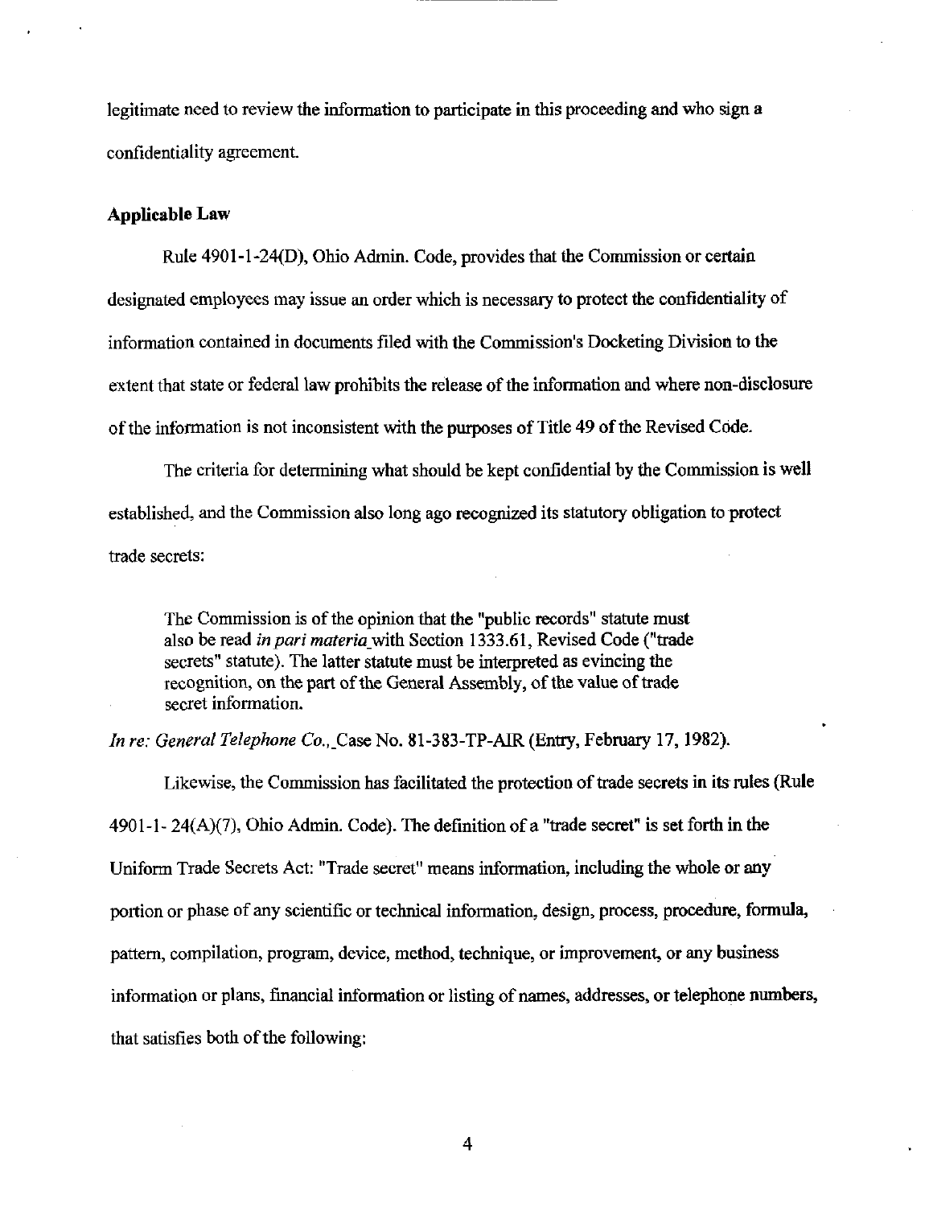legitimate need to review the information to participate in this proceeding and who sign a confidentiality agreement.

**Applicable Law**

Rule 4901-1-24(D), Ohio Admin. Code, provides that the Commission or certain designated employees may issue an order which is necessary to protect the confidentiality of information contained in documents filed with the Commission's Docketing Division to the extent that state or federal law prohibits the release of the information and where non-disclosure of the information is not inconsistent with the purposes of Title 49 of the Revised Code.

The criteria for determining what should be kept confidential by the Commission is well established, and the Commission also long ago recognized its statutory obligation to protect trade secrets:

> The Commission is of the opinion that the "public records" statute must also be read *in pari materia* with Section 1333.61, Revised Code ("trade secrets" statute). The latter statute must be interpreted as evincing the recognition, on the part of the General Assembly, of the value of trade secret information.

*In re: General Telephone Co.,* Case No. 81-383-TP-AIR (Entry, February 17, 1982).

Likewise, the Commission has facilitated the protection of trade secrets in its rules (Rule 4901-1- 24(A)(7), Ohio Admin. Code). The definition of a "trade secret" is set forth in the Uniform Trade Secrets Act: "Trade secret" means information, including the whole or any portion or phase of any scientific or technical information, design, process, procedure, formula, pattern, compilation, program, device, method, technique, or improvement, or any business information or plans, financial information or listing of names, addresses, or telephone numbers, that satisfies both of the following: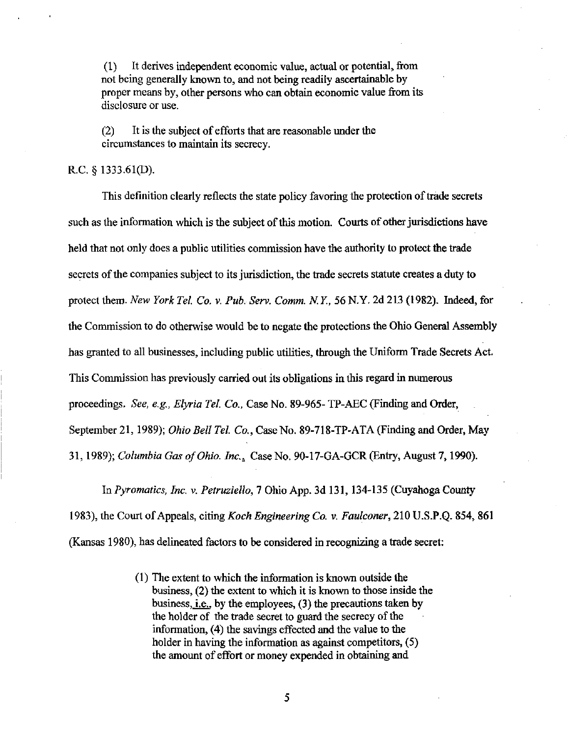> (1) It derives independent economic value, actual or potential, from not being generally known to, and not being readily ascertainable by proper means by, other persons who can obtain economic value from its disclosure or use.
>
> (2) It is the subject of efforts that are reasonable under the circumstances to maintain its secrecy.

R.C. § 1333.61(D).

This definition clearly reflects the state policy favoring the protection of trade secrets such as the information which is the subject of this motion. Courts of other jurisdictions have held that not only does a public utilities commission have the authority to protect the trade secrets of the companies subject to its jurisdiction, the trade secrets statute creates a duty to protect them. *New York Tel. Co. v. Pub. Serv. Comm. N.Y.*, 56 N.Y. 2d 213 (1982). Indeed, for the Commission to do otherwise would be to negate the protections the Ohio General Assembly has granted to all businesses, including public utilities, through the Uniform Trade Secrets Act. This Commission has previously carried out its obligations in this regard in numerous proceedings. *See, e.g., Elyria Tel. Co.*, Case No. 89-965- TP-AEC (Finding and Order, September 21, 1989); *Ohio Bell Tel. Co.*, Case No. 89-718-TP-ATA (Finding and Order, May 31, 1989); *Columbia Gas of Ohio. Inc.*, Case No. 90-17-GA-GCR (Entry, August 7, 1990).

In *Pyromatics, Inc. v. Petruziello*, 7 Ohio App. 3d 131, 134-135 (Cuyahoga County 1983), the Court of Appeals, citing *Koch Engineering Co. v. Faulconer*, 210 U.S.P.Q. 854, 861 (Kansas 1980), has delineated factors to be considered in recognizing a trade secret:

> (1) The extent to which the information is known outside the business, (2) the extent to which it is known to those inside the business, i.e., by the employees, (3) the precautions taken by the holder of the trade secret to guard the secrecy of the information, (4) the savings effected and the value to the holder in having the information as against competitors, (5) the amount of effort or money expended in obtaining and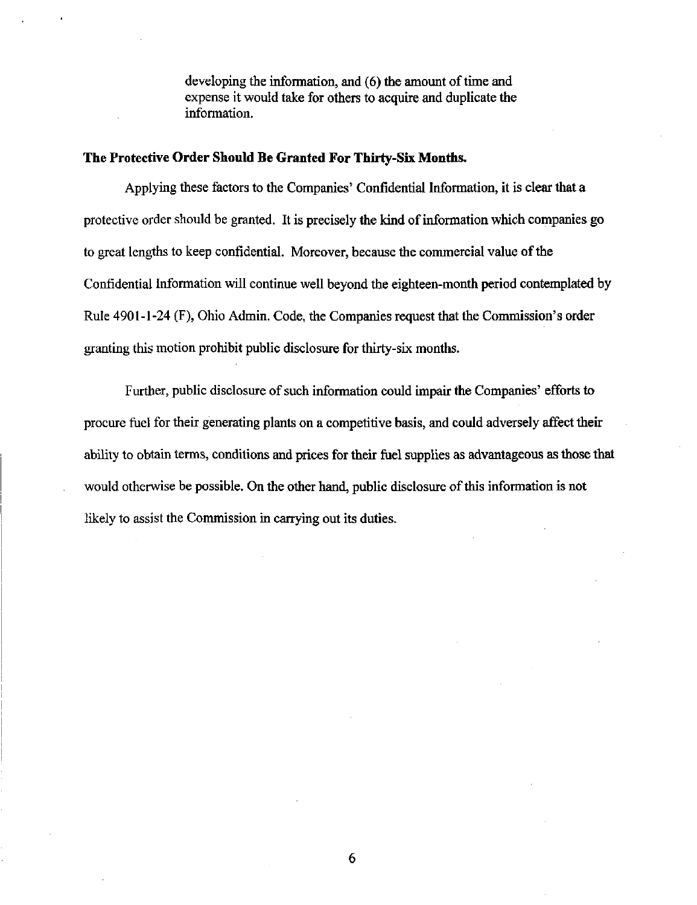developing the information, and (6) the amount of time and expense it would take for others to acquire and duplicate the information.

**The Protective Order Should Be Granted For Thirty-Six Months.**

Applying these factors to the Companies' Confidential Information, it is clear that a protective order should be granted. It is precisely the kind of information which companies go to great lengths to keep confidential. Moreover, because the commercial value of the Confidential Information will continue well beyond the eighteen-month period contemplated by Rule 4901-1-24 (F), Ohio Admin. Code, the Companies request that the Commission's order granting this motion prohibit public disclosure for thirty-six months.

Further, public disclosure of such information could impair the Companies' efforts to procure fuel for their generating plants on a competitive basis, and could adversely affect their ability to obtain terms, conditions and prices for their fuel supplies as advantageous as those that would otherwise be possible. On the other hand, public disclosure of this information is not likely to assist the Commission in carrying out its duties.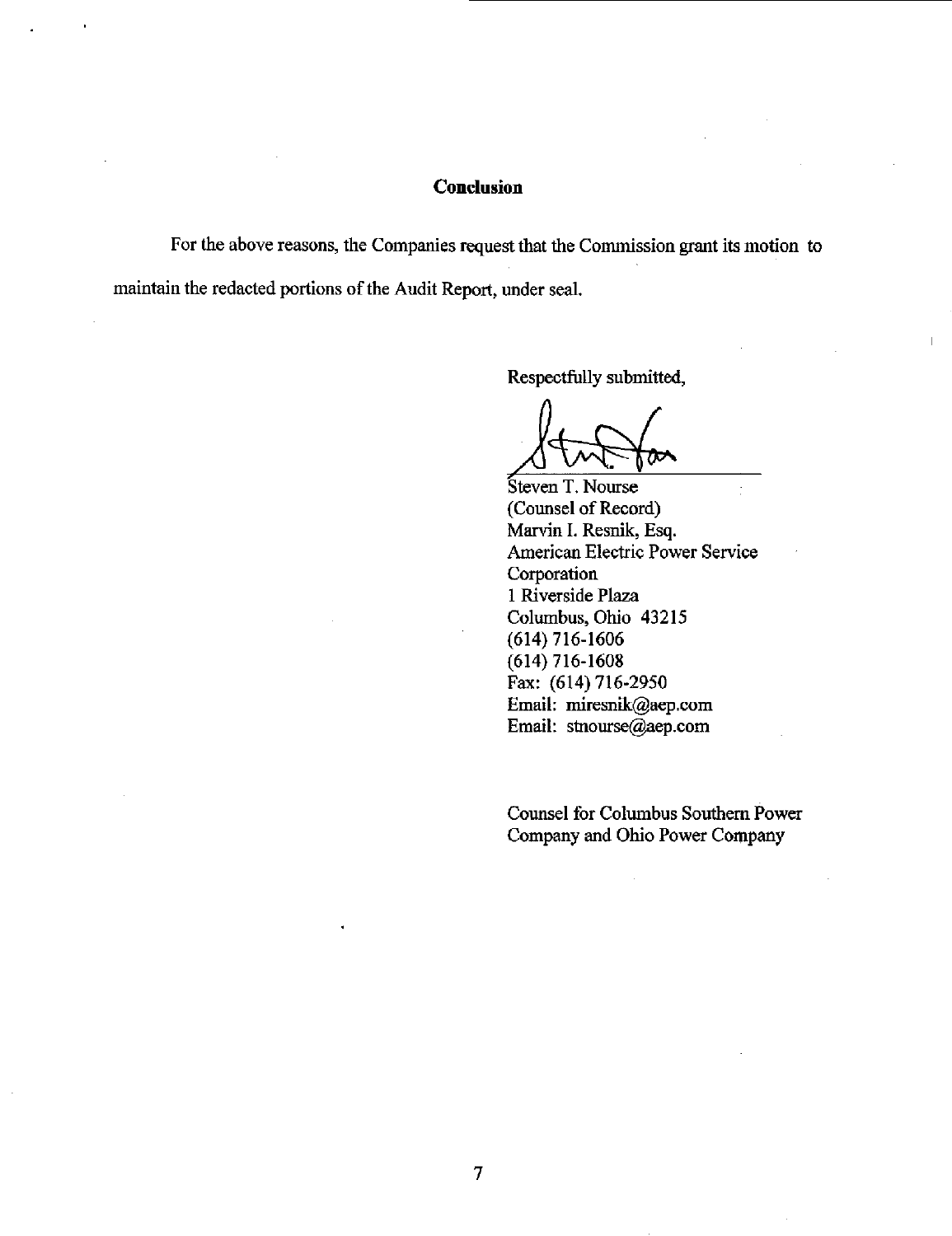## Conclusion

For the above reasons, the Companies request that the Commission grant its motion to maintain the redacted portions of the Audit Report, under seal.

Respectfully submitted,

Steven T. Nourse
(Counsel of Record)
Marvin I. Resnik, Esq.
American Electric Power Service Corporation
1 Riverside Plaza
Columbus, Ohio 43215
(614) 716-1606
(614) 716-1608
Fax: (614) 716-2950
Email: miresnik@aep.com
Email: stnourse@aep.com

Counsel for Columbus Southern Power Company and Ohio Power Company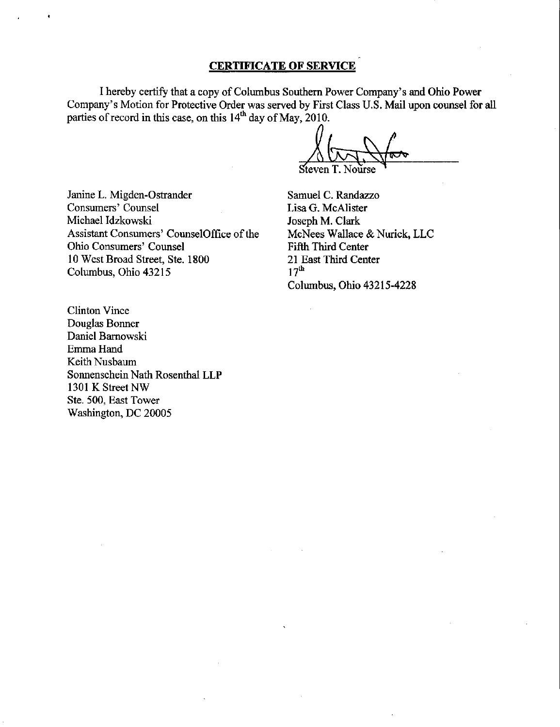## CERTIFICATE OF SERVICE

I hereby certify that a copy of Columbus Southern Power Company's and Ohio Power Company's Motion for Protective Order was served by First Class U.S. Mail upon counsel for all parties of record in this case, on this 14th day of May, 2010.

Steven T. Nourse

Janine L. Migden-Ostrander
Consumers' Counsel
Michael Idzkowski
Assistant Consumers' CounselOffice of the
Ohio Consumers' Counsel
10 West Broad Street, Ste. 1800
Columbus, Ohio 43215

Samuel C. Randazzo
Lisa G. McAlister
Joseph M. Clark
McNees Wallace & Nurick, LLC
Fifth Third Center
21 East Third Center
17th
Columbus, Ohio 43215-4228

Clinton Vince
Douglas Bonner
Daniel Barnowski
Emma Hand
Keith Nusbaum
Sonnenschein Nath Rosenthal LLP
1301 K Street NW
Ste. 500, East Tower
Washington, DC 20005